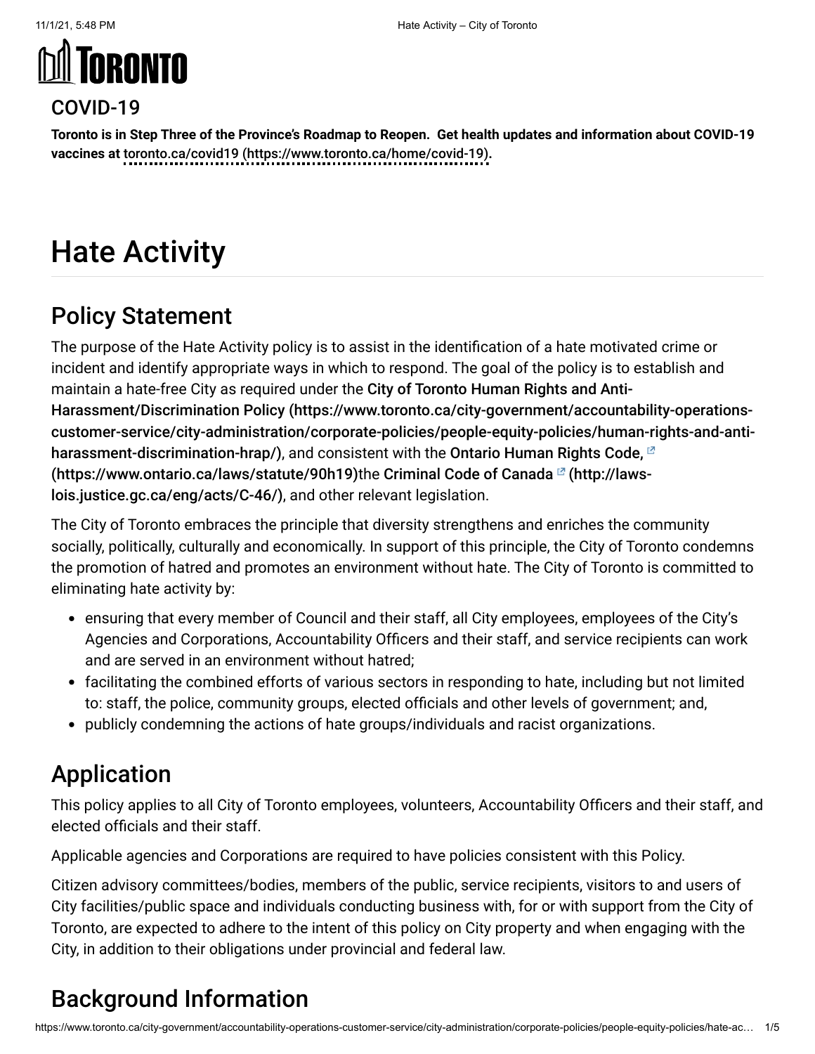# TORONTO

## COVID-19

**Toronto is in Step Three of the Province's Roadmap to Reopen. Get health updates and information about COVID-19 vaccines at toronto.ca/covid19 (https://www.toronto.ca/home/covid-19).**

# Hate Activity

## Policy Statement

The purpose of the Hate Activity policy is to assist in the identification of a hate motivated crime or incident and identify appropriate ways in which to respond. The goal of the policy is to establish and maintain a hate-free City as required under the **City of Toronto Human Rights and Anti-Harassment/Discrimination Policy (https://www.toronto.ca/city-government/accountability-operations-customer-service/city-administration/corporate-policies/people-equity-policies/human-rights-and-anti-harassment-discrimination-hrap/)**, and consistent with the **Ontario Human Rights Code, (https://www.ontario.ca/laws/statute/90h19)**the **Criminal Code of Canada (http://laws-lois.justice.gc.ca/eng/acts/C-46/)**, and other relevant legislation.

The City of Toronto embraces the principle that diversity strengthens and enriches the community socially, politically, culturally and economically. In support of this principle, the City of Toronto condemns the promotion of hatred and promotes an environment without hate. The City of Toronto is committed to eliminating hate activity by:

- ensuring that every member of Council and their staff, all City employees, employees of the City's Agencies and Corporations, Accountability Officers and their staff, and service recipients can work and are served in an environment without hatred;
- facilitating the combined efforts of various sectors in responding to hate, including but not limited to: staff, the police, community groups, elected officials and other levels of government; and,
- publicly condemning the actions of hate groups/individuals and racist organizations.

## Application

This policy applies to all City of Toronto employees, volunteers, Accountability Officers and their staff, and elected officials and their staff.

Applicable agencies and Corporations are required to have policies consistent with this Policy.

Citizen advisory committees/bodies, members of the public, service recipients, visitors to and users of City facilities/public space and individuals conducting business with, for or with support from the City of Toronto, are expected to adhere to the intent of this policy on City property and when engaging with the City, in addition to their obligations under provincial and federal law.

## Background Information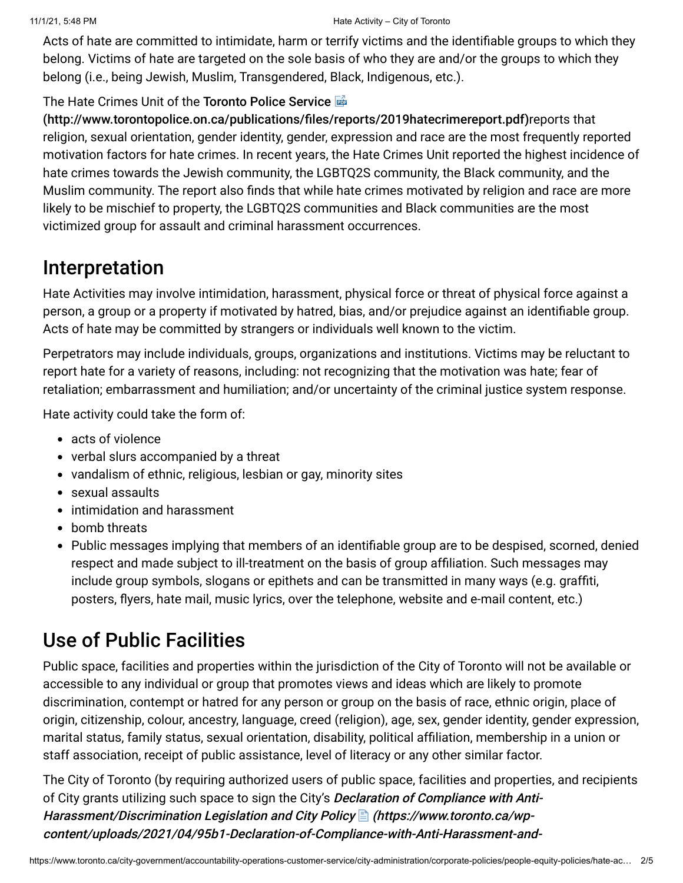Acts of hate are committed to intimidate, harm or terrify victims and the identifiable groups to which they belong. Victims of hate are targeted on the sole basis of who they are and/or the groups to which they belong (i.e., being Jewish, Muslim, Transgendered, Black, Indigenous, etc.).

The Hate Crimes Unit of the **Toronto Police Service (http://www.torontopolice.on.ca/publications/files/reports/2019hatecrimereport.pdf)** reports that religion, sexual orientation, gender identity, gender, expression and race are the most frequently reported motivation factors for hate crimes. In recent years, the Hate Crimes Unit reported the highest incidence of hate crimes towards the Jewish community, the LGBTQ2S community, the Black community, and the Muslim community. The report also finds that while hate crimes motivated by religion and race are more likely to be mischief to property, the LGBTQ2S communities and Black communities are the most victimized group for assault and criminal harassment occurrences.

## Interpretation

Hate Activities may involve intimidation, harassment, physical force or threat of physical force against a person, a group or a property if motivated by hatred, bias, and/or prejudice against an identifiable group. Acts of hate may be committed by strangers or individuals well known to the victim.

Perpetrators may include individuals, groups, organizations and institutions. Victims may be reluctant to report hate for a variety of reasons, including: not recognizing that the motivation was hate; fear of retaliation; embarrassment and humiliation; and/or uncertainty of the criminal justice system response.

Hate activity could take the form of:

- acts of violence
- verbal slurs accompanied by a threat
- vandalism of ethnic, religious, lesbian or gay, minority sites
- sexual assaults
- intimidation and harassment
- bomb threats
- Public messages implying that members of an identifiable group are to be despised, scorned, denied respect and made subject to ill-treatment on the basis of group affiliation. Such messages may include group symbols, slogans or epithets and can be transmitted in many ways (e.g. graffiti, posters, flyers, hate mail, music lyrics, over the telephone, website and e-mail content, etc.)

## Use of Public Facilities

Public space, facilities and properties within the jurisdiction of the City of Toronto will not be available or accessible to any individual or group that promotes views and ideas which are likely to promote discrimination, contempt or hatred for any person or group on the basis of race, ethnic origin, place of origin, citizenship, colour, ancestry, language, creed (religion), age, sex, gender identity, gender expression, marital status, family status, sexual orientation, disability, political affiliation, membership in a union or staff association, receipt of public assistance, level of literacy or any other similar factor.

The City of Toronto (by requiring authorized users of public space, facilities and properties, and recipients of City grants utilizing such space to sign the City's ***Declaration of Compliance with Anti-Harassment/Discrimination Legislation and City Policy (https://www.toronto.ca/wp-content/uploads/2021/04/95b1-Declaration-of-Compliance-with-Anti-Harassment-and-***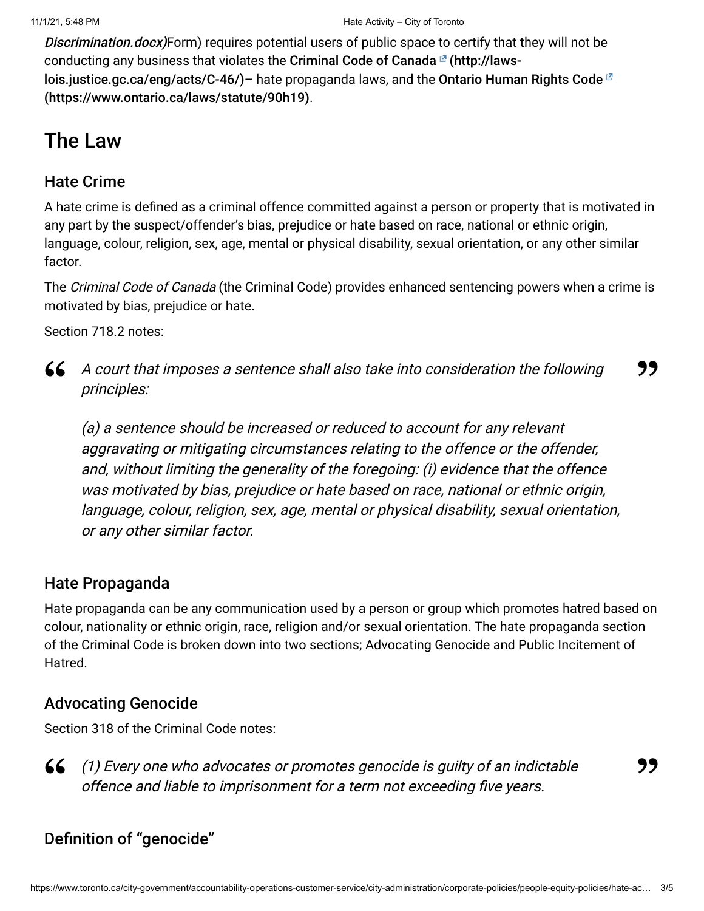*Discrimination.docx)*Form) requires potential users of public space to certify that they will not be conducting any business that violates the **Criminal Code of Canada (http://laws-lois.justice.gc.ca/eng/acts/C-46/)**– hate propaganda laws, and the **Ontario Human Rights Code (https://www.ontario.ca/laws/statute/90h19)**.

# The Law

## Hate Crime

A hate crime is defined as a criminal offence committed against a person or property that is motivated in any part by the suspect/offender's bias, prejudice or hate based on race, national or ethnic origin, language, colour, religion, sex, age, mental or physical disability, sexual orientation, or any other similar factor.

The *Criminal Code of Canada* (the Criminal Code) provides enhanced sentencing powers when a crime is motivated by bias, prejudice or hate.

Section 718.2 notes:

> *A court that imposes a sentence shall also take into consideration the following principles:*
>
> *(a) a sentence should be increased or reduced to account for any relevant aggravating or mitigating circumstances relating to the offence or the offender, and, without limiting the generality of the foregoing: (i) evidence that the offence was motivated by bias, prejudice or hate based on race, national or ethnic origin, language, colour, religion, sex, age, mental or physical disability, sexual orientation, or any other similar factor.*

## Hate Propaganda

Hate propaganda can be any communication used by a person or group which promotes hatred based on colour, nationality or ethnic origin, race, religion and/or sexual orientation. The hate propaganda section of the Criminal Code is broken down into two sections; Advocating Genocide and Public Incitement of Hatred.

## Advocating Genocide

Section 318 of the Criminal Code notes:

> *(1) Every one who advocates or promotes genocide is guilty of an indictable offence and liable to imprisonment for a term not exceeding five years.*

## Definition of "genocide"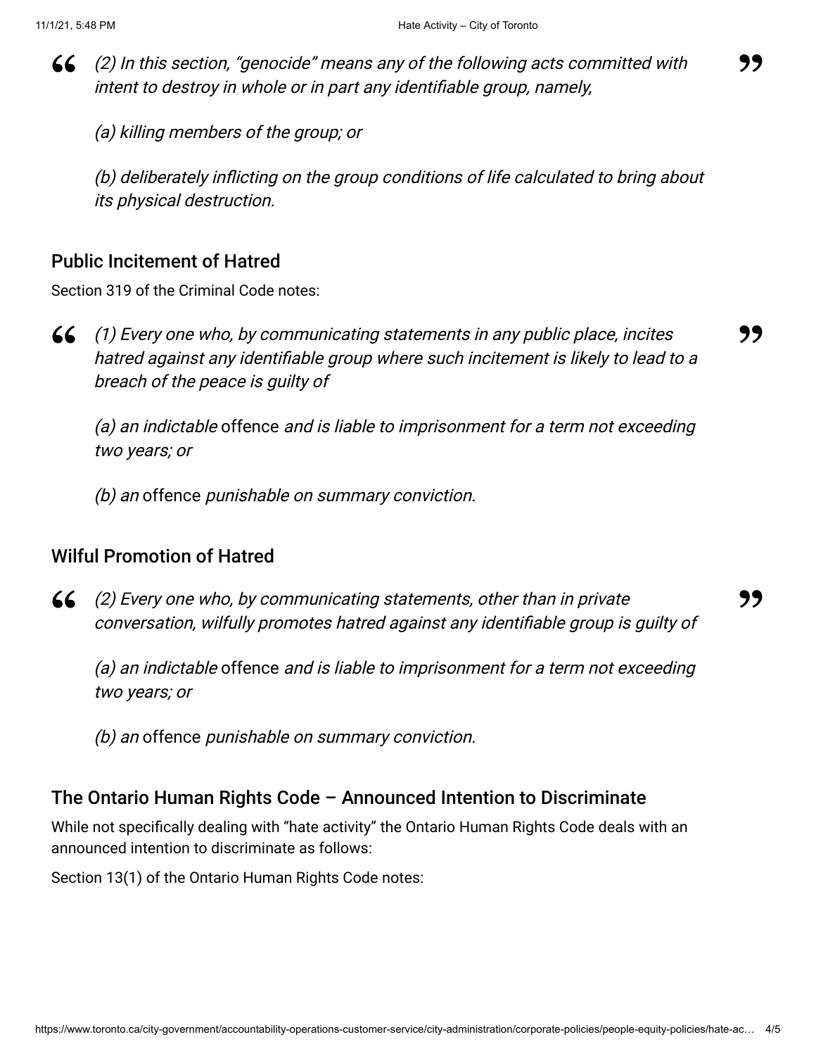> *(2) In this section, "genocide" means any of the following acts committed with intent to destroy in whole or in part any identifiable group, namely,*
>
> *(a) killing members of the group; or*
>
> *(b) deliberately inflicting on the group conditions of life calculated to bring about its physical destruction.*

## Public Incitement of Hatred

Section 319 of the Criminal Code notes:

> *(1) Every one who, by communicating statements in any public place, incites hatred against any identifiable group where such incitement is likely to lead to a breach of the peace is guilty of*
>
> *(a) an indictable* offence *and is liable to imprisonment for a term not exceeding two years; or*
>
> *(b) an* offence *punishable on summary conviction.*

## Wilful Promotion of Hatred

> *(2) Every one who, by communicating statements, other than in private conversation, wilfully promotes hatred against any identifiable group is guilty of*
>
> *(a) an indictable* offence *and is liable to imprisonment for a term not exceeding two years; or*
>
> *(b) an* offence *punishable on summary conviction.*

## The Ontario Human Rights Code – Announced Intention to Discriminate

While not specifically dealing with "hate activity" the Ontario Human Rights Code deals with an announced intention to discriminate as follows:

Section 13(1) of the Ontario Human Rights Code notes: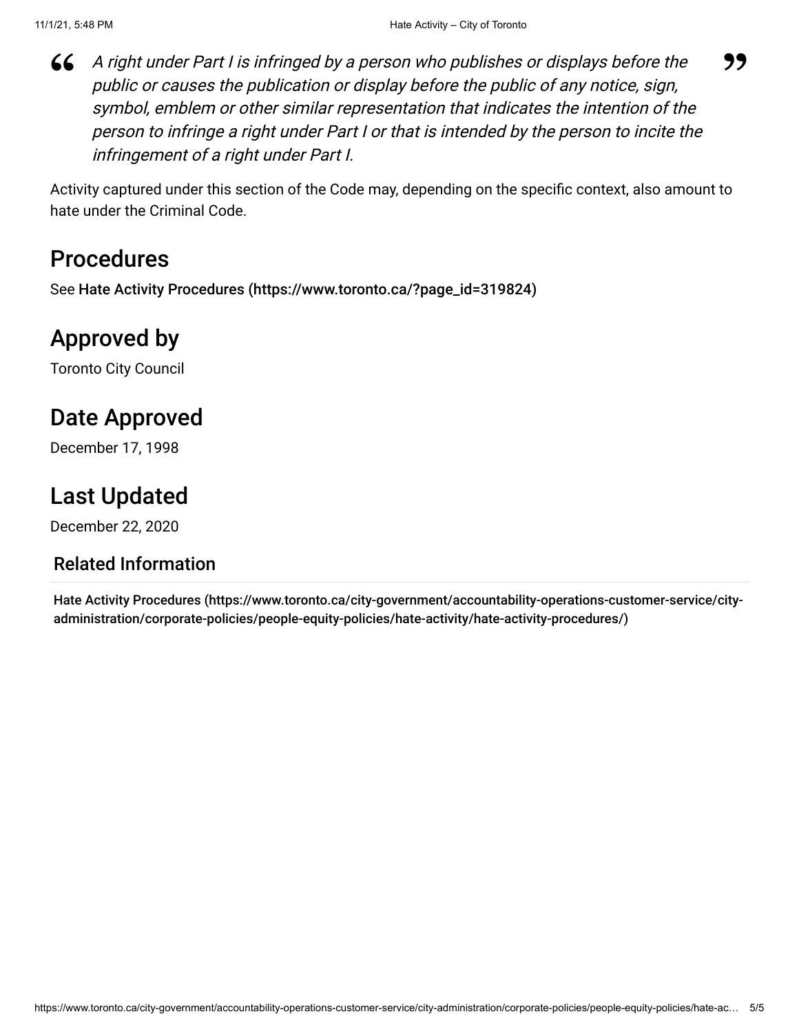> *A right under Part I is infringed by a person who publishes or displays before the public or causes the publication or display before the public of any notice, sign, symbol, emblem or other similar representation that indicates the intention of the person to infringe a right under Part I or that is intended by the person to incite the infringement of a right under Part I.*

Activity captured under this section of the Code may, depending on the specific context, also amount to hate under the Criminal Code.

## Procedures

See **Hate Activity Procedures (https://www.toronto.ca/?page_id=319824)**

## Approved by

Toronto City Council

## Date Approved

December 17, 1998

## Last Updated

December 22, 2020

### Related Information

**Hate Activity Procedures (https://www.toronto.ca/city-government/accountability-operations-customer-service/city-administration/corporate-policies/people-equity-policies/hate-activity/hate-activity-procedures/)**